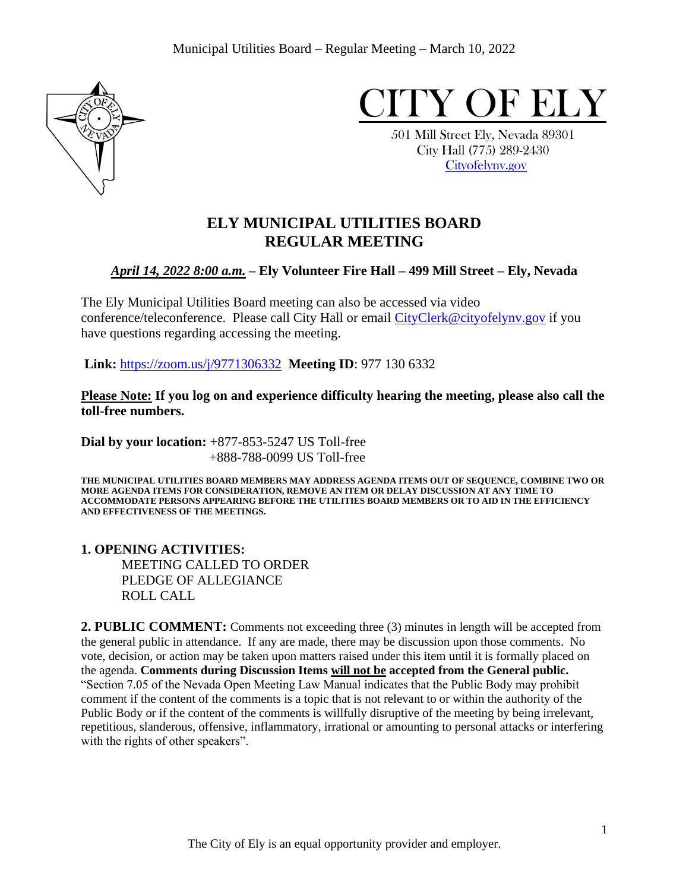# CITY OF ELY

501 Mill Street Ely, Nevada 89301
City Hall (775) 289-2430
Cityofelynv.gov

## ELY MUNICIPAL UTILITIES BOARD REGULAR MEETING

***April 14, 2022 8:00 a.m.* – Ely Volunteer Fire Hall – 499 Mill Street – Ely, Nevada**

The Ely Municipal Utilities Board meeting can also be accessed via video conference/teleconference. Please call City Hall or email CityClerk@cityofelynv.gov if you have questions regarding accessing the meeting.

**Link:** https://zoom.us/j/9771306332 **Meeting ID**: 977 130 6332

**Please Note: If you log on and experience difficulty hearing the meeting, please also call the toll-free numbers.**

**Dial by your location:** +877-853-5247 US Toll-free
+888-788-0099 US Toll-free

**THE MUNICIPAL UTILITIES BOARD MEMBERS MAY ADDRESS AGENDA ITEMS OUT OF SEQUENCE, COMBINE TWO OR MORE AGENDA ITEMS FOR CONSIDERATION, REMOVE AN ITEM OR DELAY DISCUSSION AT ANY TIME TO ACCOMMODATE PERSONS APPEARING BEFORE THE UTILITIES BOARD MEMBERS OR TO AID IN THE EFFICIENCY AND EFFECTIVENESS OF THE MEETINGS.**

**1. OPENING ACTIVITIES:**

MEETING CALLED TO ORDER
PLEDGE OF ALLEGIANCE
ROLL CALL

**2. PUBLIC COMMENT:** Comments not exceeding three (3) minutes in length will be accepted from the general public in attendance. If any are made, there may be discussion upon those comments. No vote, decision, or action may be taken upon matters raised under this item until it is formally placed on the agenda. **Comments during Discussion Items will not be accepted from the General public.** "Section 7.05 of the Nevada Open Meeting Law Manual indicates that the Public Body may prohibit comment if the content of the comments is a topic that is not relevant to or within the authority of the Public Body or if the content of the comments is willfully disruptive of the meeting by being irrelevant, repetitious, slanderous, offensive, inflammatory, irrational or amounting to personal attacks or interfering with the rights of other speakers".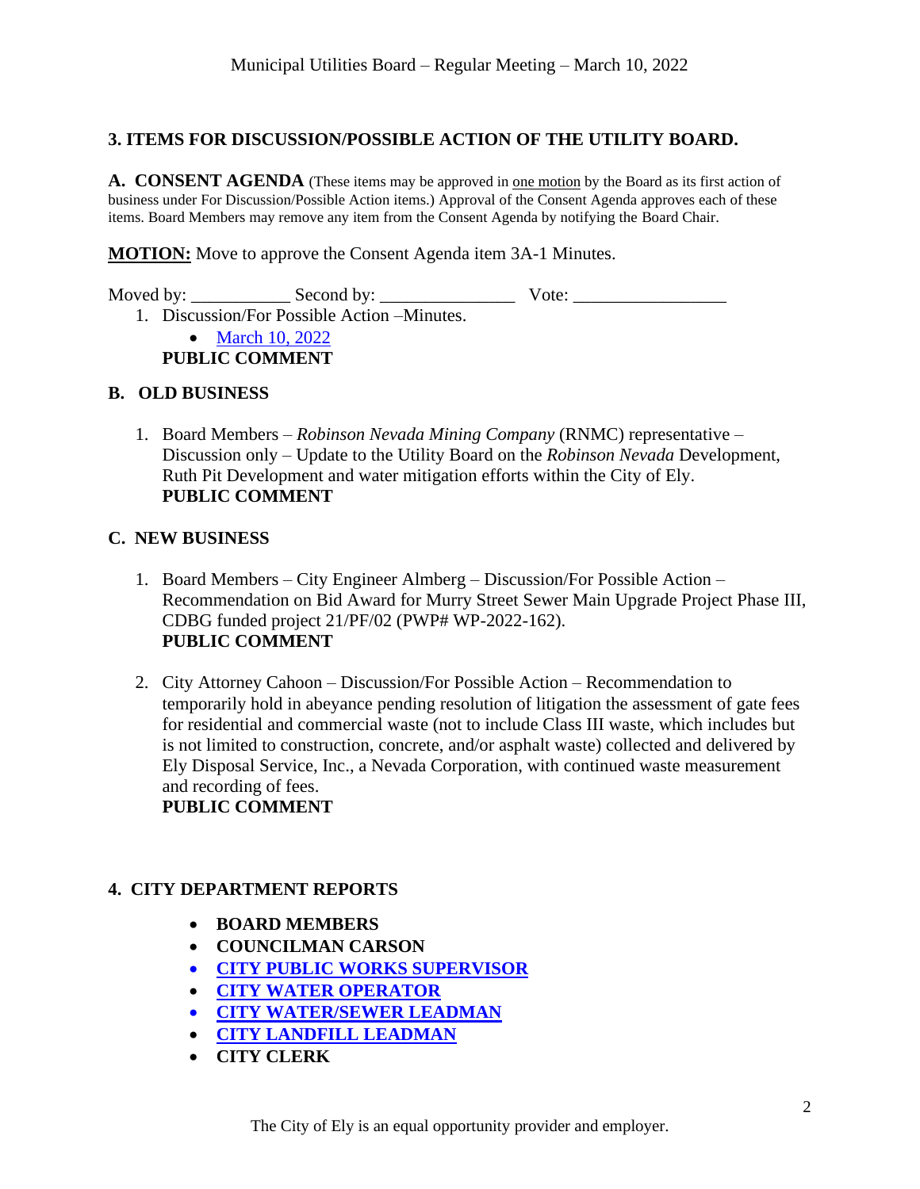## 3. ITEMS FOR DISCUSSION/POSSIBLE ACTION OF THE UTILITY BOARD.

**A. CONSENT AGENDA** (These items may be approved in one motion by the Board as its first action of business under For Discussion/Possible Action items.) Approval of the Consent Agenda approves each of these items. Board Members may remove any item from the Consent Agenda by notifying the Board Chair.

**MOTION:** Move to approve the Consent Agenda item 3A-1 Minutes.

Moved by: ___________ Second by: _______________ Vote: _________________

1. Discussion/For Possible Action –Minutes.
   - March 10, 2022

   **PUBLIC COMMENT**

**B. OLD BUSINESS**

1. Board Members – *Robinson Nevada Mining Company* (RNMC) representative – Discussion only – Update to the Utility Board on the *Robinson Nevada* Development, Ruth Pit Development and water mitigation efforts within the City of Ely.
   **PUBLIC COMMENT**

**C. NEW BUSINESS**

1. Board Members – City Engineer Almberg – Discussion/For Possible Action – Recommendation on Bid Award for Murry Street Sewer Main Upgrade Project Phase III, CDBG funded project 21/PF/02 (PWP# WP-2022-162).
   **PUBLIC COMMENT**

2. City Attorney Cahoon – Discussion/For Possible Action – Recommendation to temporarily hold in abeyance pending resolution of litigation the assessment of gate fees for residential and commercial waste (not to include Class III waste, which includes but is not limited to construction, concrete, and/or asphalt waste) collected and delivered by Ely Disposal Service, Inc., a Nevada Corporation, with continued waste measurement and recording of fees.
   **PUBLIC COMMENT**

## 4. CITY DEPARTMENT REPORTS

- **BOARD MEMBERS**
- **COUNCILMAN CARSON**
- **CITY PUBLIC WORKS SUPERVISOR**
- **CITY WATER OPERATOR**
- **CITY WATER/SEWER LEADMAN**
- **CITY LANDFILL LEADMAN**
- **CITY CLERK**

The City of Ely is an equal opportunity provider and employer.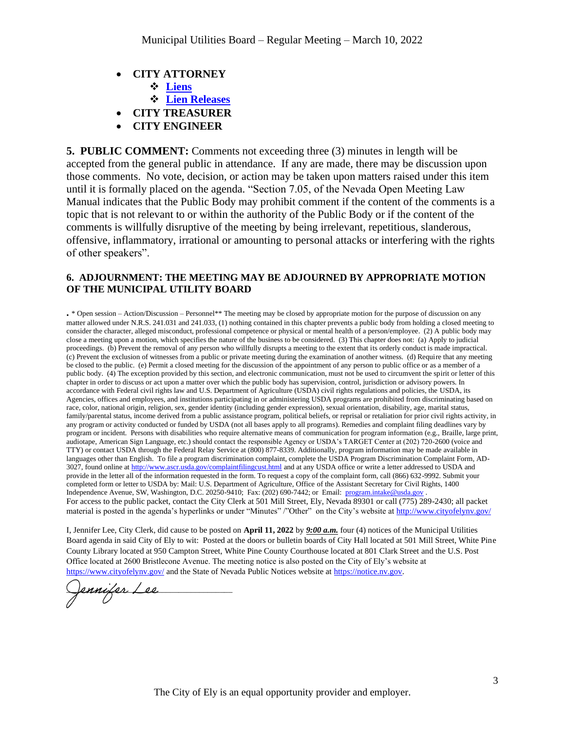- **CITY ATTORNEY**
  - **Liens**
  - **Lien Releases**
- **CITY TREASURER**
- **CITY ENGINEER**

**5. PUBLIC COMMENT:** Comments not exceeding three (3) minutes in length will be accepted from the general public in attendance. If any are made, there may be discussion upon those comments. No vote, decision, or action may be taken upon matters raised under this item until it is formally placed on the agenda. "Section 7.05, of the Nevada Open Meeting Law Manual indicates that the Public Body may prohibit comment if the content of the comments is a topic that is not relevant to or within the authority of the Public Body or if the content of the comments is willfully disruptive of the meeting by being irrelevant, repetitious, slanderous, offensive, inflammatory, irrational or amounting to personal attacks or interfering with the rights of other speakers".

**6. ADJOURNMENT: THE MEETING MAY BE ADJOURNED BY APPROPRIATE MOTION OF THE MUNICIPAL UTILITY BOARD**

. * Open session – Action/Discussion – Personnel** The meeting may be closed by appropriate motion for the purpose of discussion on any matter allowed under N.R.S. 241.031 and 241.033, (1) nothing contained in this chapter prevents a public body from holding a closed meeting to consider the character, alleged misconduct, professional competence or physical or mental health of a person/employee. (2) A public body may close a meeting upon a motion, which specifies the nature of the business to be considered. (3) This chapter does not: (a) Apply to judicial proceedings. (b) Prevent the removal of any person who willfully disrupts a meeting to the extent that its orderly conduct is made impractical. (c) Prevent the exclusion of witnesses from a public or private meeting during the examination of another witness. (d) Require that any meeting be closed to the public. (e) Permit a closed meeting for the discussion of the appointment of any person to public office or as a member of a public body. (4) The exception provided by this section, and electronic communication, must not be used to circumvent the spirit or letter of this chapter in order to discuss or act upon a matter over which the public body has supervision, control, jurisdiction or advisory powers. In accordance with Federal civil rights law and U.S. Department of Agriculture (USDA) civil rights regulations and policies, the USDA, its Agencies, offices and employees, and institutions participating in or administering USDA programs are prohibited from discriminating based on race, color, national origin, religion, sex, gender identity (including gender expression), sexual orientation, disability, age, marital status, family/parental status, income derived from a public assistance program, political beliefs, or reprisal or retaliation for prior civil rights activity, in any program or activity conducted or funded by USDA (not all bases apply to all programs). Remedies and complaint filing deadlines vary by program or incident. Persons with disabilities who require alternative means of communication for program information (e.g., Braille, large print, audiotape, American Sign Language, etc.) should contact the responsible Agency or USDA's TARGET Center at (202) 720-2600 (voice and TTY) or contact USDA through the Federal Relay Service at (800) 877-8339. Additionally, program information may be made available in languages other than English. To file a program discrimination complaint, complete the USDA Program Discrimination Complaint Form, AD-3027, found online at http://www.ascr.usda.gov/complaintfilingcust.html and at any USDA office or write a letter addressed to USDA and provide in the letter all of the information requested in the form. To request a copy of the complaint form, call (866) 632-9992. Submit your completed form or letter to USDA by: Mail: U.S. Department of Agriculture, Office of the Assistant Secretary for Civil Rights, 1400 Independence Avenue, SW, Washington, D.C. 20250-9410; Fax: (202) 690-7442; or Email: program.intake@usda.gov .
For access to the public packet, contact the City Clerk at 501 Mill Street, Ely, Nevada 89301 or call (775) 289-2430; all packet material is posted in the agenda's hyperlinks or under "Minutes" /"Other" on the City's website at http://www.cityofelynv.gov/

I, Jennifer Lee, City Clerk, did cause to be posted on **April 11, 2022** by ***9:00 a.m.*** four (4) notices of the Municipal Utilities Board agenda in said City of Ely to wit: Posted at the doors or bulletin boards of City Hall located at 501 Mill Street, White Pine County Library located at 950 Campton Street, White Pine County Courthouse located at 801 Clark Street and the U.S. Post Office located at 2600 Bristlecone Avenue. The meeting notice is also posted on the City of Ely's website at https://www.cityofelynv.gov/ and the State of Nevada Public Notices website at https://notice.nv.gov.

Jennifer Lee

The City of Ely is an equal opportunity provider and employer.